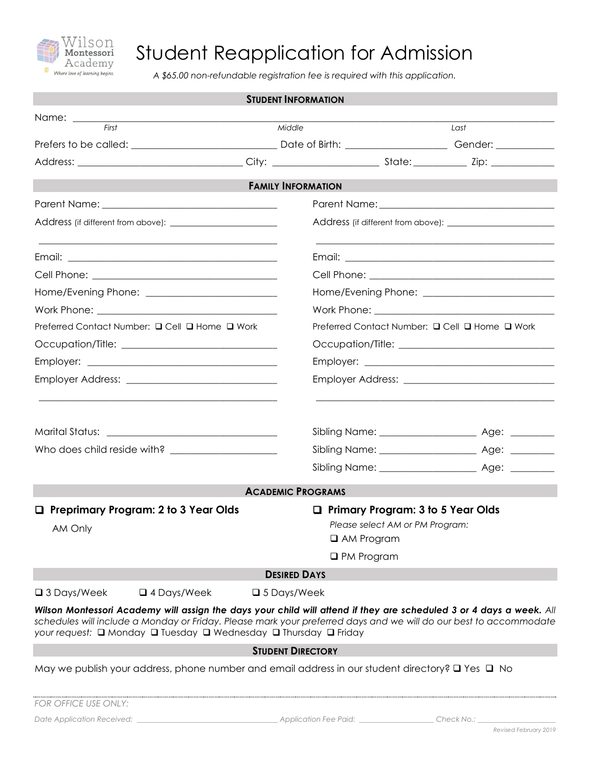Wilson Montessori Academy

*Where love of learning begins.*

# Student Reapplication for Admission

*A $65.00 non-refundable registration fee is required with this application.*

## Student Information

Name: ______________________________________________
*First* *Middle* *Last*

Prefers to be called: ____________________ Date of Birth: ______________ Gender: ________

Address: ________________________ City: ______________ State: ________ Zip: _________

## Family Information

Parent Name: ______________________________

Address (if different from above): ____________________

______________________________

Email: ______________________________

Cell Phone: ______________________________

Home/Evening Phone: ______________________

Work Phone: ______________________________

Preferred Contact Number: ❑ Cell ❑ Home ❑ Work

Occupation/Title: __________________________

Employer: ______________________________

Employer Address: __________________________

______________________________

Parent Name: ______________________________

Address (if different from above): ____________________

______________________________

Email: ______________________________

Cell Phone: ______________________________

Home/Evening Phone: ______________________

Work Phone: ______________________________

Preferred Contact Number: ❑ Cell ❑ Home ❑ Work

Occupation/Title: __________________________

Employer: ______________________________

Employer Address: __________________________

______________________________

Marital Status: ______________________________

Who does child reside with? ____________________

Sibling Name: ________________ Age: _______

Sibling Name: ________________ Age: _______

Sibling Name: ________________ Age: _______

## Academic Programs

❑ **Preprimary Program: 2 to 3 Year Olds**

AM Only

❑ **Primary Program: 3 to 5 Year Olds**

*Please select AM or PM Program:*

❑ AM Program

❑ PM Program

## Desired Days

❑ 3 Days/Week ❑ 4 Days/Week ❑ 5 Days/Week

***Wilson Montessori Academy will assign the days your child will attend if they are scheduled 3 or 4 days a week.*** *All schedules will include a Monday or Friday. Please mark your preferred days and we will do our best to accommodate your request:* ❑ Monday ❑ Tuesday ❑ Wednesday ❑ Thursday ❑ Friday

## Student Directory

May we publish your address, phone number and email address in our student directory? ❑ Yes ❑ No

*FOR OFFICE USE ONLY:*

*Date Application Received:* ______________________ *Application Fee Paid:* ____________ *Check No.:* ____________

*Revised February 2019*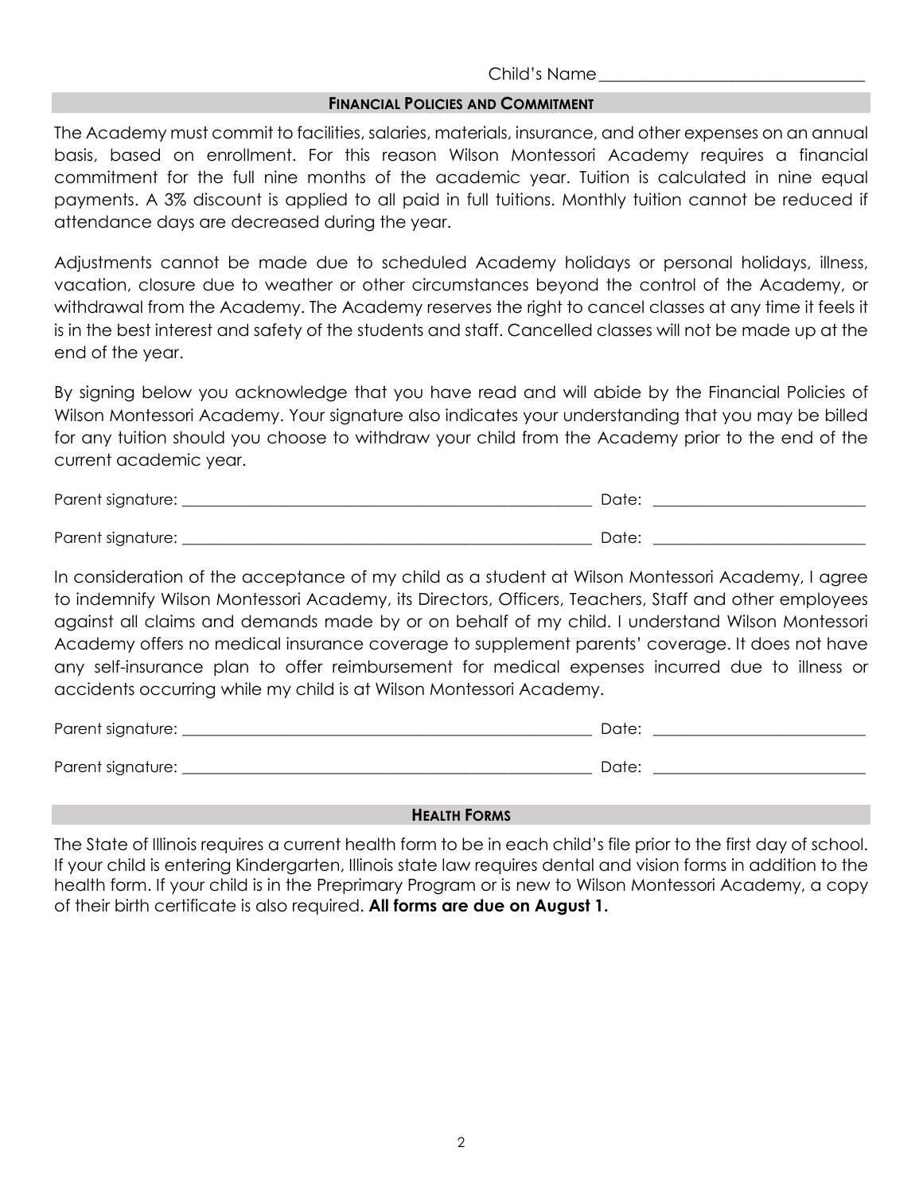Child's Name_______________________________

## FINANCIAL POLICIES AND COMMITMENT

The Academy must commit to facilities, salaries, materials, insurance, and other expenses on an annual basis, based on enrollment. For this reason Wilson Montessori Academy requires a financial commitment for the full nine months of the academic year. Tuition is calculated in nine equal payments. A 3% discount is applied to all paid in full tuitions. Monthly tuition cannot be reduced if attendance days are decreased during the year.

Adjustments cannot be made due to scheduled Academy holidays or personal holidays, illness, vacation, closure due to weather or other circumstances beyond the control of the Academy, or withdrawal from the Academy. The Academy reserves the right to cancel classes at any time it feels it is in the best interest and safety of the students and staff. Cancelled classes will not be made up at the end of the year.

By signing below you acknowledge that you have read and will abide by the Financial Policies of Wilson Montessori Academy. Your signature also indicates your understanding that you may be billed for any tuition should you choose to withdraw your child from the Academy prior to the end of the current academic year.

Parent signature: _______________________________________________ Date: _________________________

Parent signature: _______________________________________________ Date: _________________________

In consideration of the acceptance of my child as a student at Wilson Montessori Academy, I agree to indemnify Wilson Montessori Academy, its Directors, Officers, Teachers, Staff and other employees against all claims and demands made by or on behalf of my child. I understand Wilson Montessori Academy offers no medical insurance coverage to supplement parents' coverage. It does not have any self-insurance plan to offer reimbursement for medical expenses incurred due to illness or accidents occurring while my child is at Wilson Montessori Academy.

Parent signature: _______________________________________________ Date: _________________________

Parent signature: _______________________________________________ Date: _________________________

## HEALTH FORMS

The State of Illinois requires a current health form to be in each child's file prior to the first day of school. If your child is entering Kindergarten, Illinois state law requires dental and vision forms in addition to the health form. If your child is in the Preprimary Program or is new to Wilson Montessori Academy, a copy of their birth certificate is also required. **All forms are due on August 1.**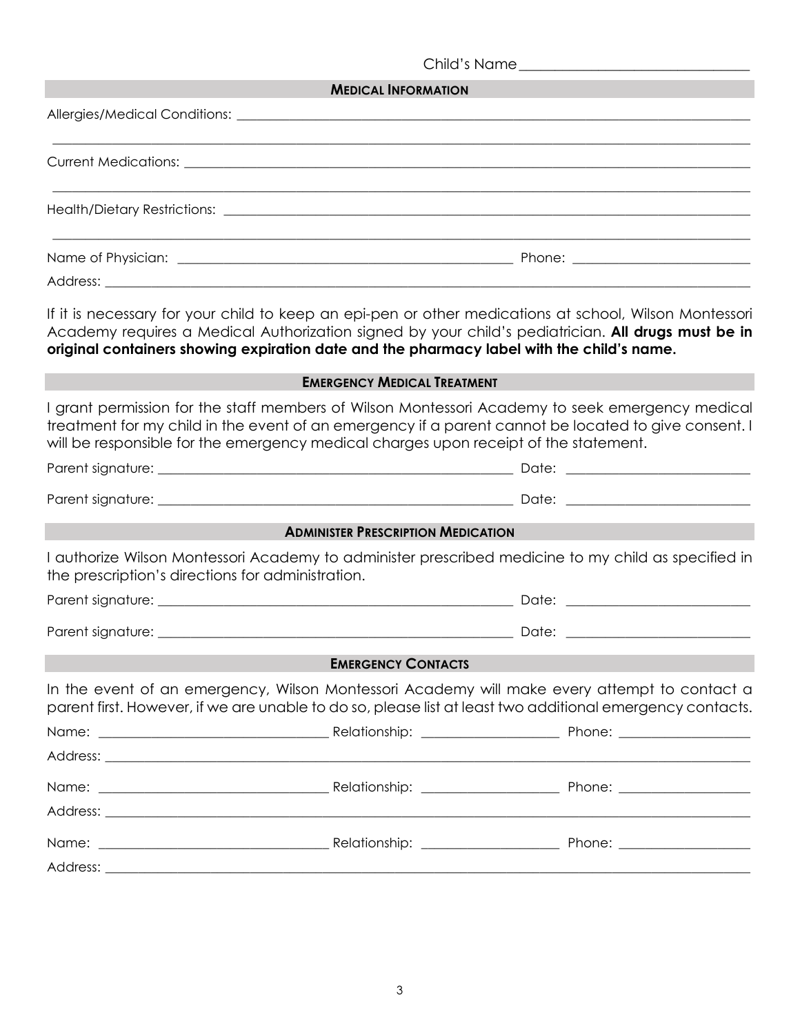Child's Name\_\_\_\_\_\_\_\_\_\_\_\_\_\_\_\_\_\_\_\_\_\_\_\_\_\_\_\_\_\_\_\_

## MEDICAL INFORMATION

Allergies/Medical Conditions: \_\_\_\_\_\_\_\_\_\_\_\_\_\_\_\_\_\_\_\_\_\_\_\_\_\_\_\_\_\_\_\_\_\_\_\_\_\_\_\_\_\_\_\_\_\_\_\_\_\_\_\_\_\_\_\_\_\_\_\_\_\_\_\_\_\_\_\_\_\_\_\_\_\_\_\_\_\_

\_\_\_\_\_\_\_\_\_\_\_\_\_\_\_\_\_\_\_\_\_\_\_\_\_\_\_\_\_\_\_\_\_\_\_\_\_\_\_\_\_\_\_\_\_\_\_\_\_\_\_\_\_\_\_\_\_\_\_\_\_\_\_\_\_\_\_\_\_\_\_\_\_\_\_\_\_\_\_\_\_\_\_\_\_\_\_\_\_\_\_\_\_\_\_\_\_\_\_\_\_\_\_\_\_\_\_\_

Current Medications: \_\_\_\_\_\_\_\_\_\_\_\_\_\_\_\_\_\_\_\_\_\_\_\_\_\_\_\_\_\_\_\_\_\_\_\_\_\_\_\_\_\_\_\_\_\_\_\_\_\_\_\_\_\_\_\_\_\_\_\_\_\_\_\_\_\_\_\_\_\_\_\_\_\_\_\_\_\_\_\_\_\_\_\_\_\_\_\_

\_\_\_\_\_\_\_\_\_\_\_\_\_\_\_\_\_\_\_\_\_\_\_\_\_\_\_\_\_\_\_\_\_\_\_\_\_\_\_\_\_\_\_\_\_\_\_\_\_\_\_\_\_\_\_\_\_\_\_\_\_\_\_\_\_\_\_\_\_\_\_\_\_\_\_\_\_\_\_\_\_\_\_\_\_\_\_\_\_\_\_\_\_\_\_\_\_\_\_\_\_\_\_\_\_\_\_\_

Health/Dietary Restrictions: \_\_\_\_\_\_\_\_\_\_\_\_\_\_\_\_\_\_\_\_\_\_\_\_\_\_\_\_\_\_\_\_\_\_\_\_\_\_\_\_\_\_\_\_\_\_\_\_\_\_\_\_\_\_\_\_\_\_\_\_\_\_\_\_\_\_\_\_\_\_\_\_\_\_\_\_\_\_\_\_\_

\_\_\_\_\_\_\_\_\_\_\_\_\_\_\_\_\_\_\_\_\_\_\_\_\_\_\_\_\_\_\_\_\_\_\_\_\_\_\_\_\_\_\_\_\_\_\_\_\_\_\_\_\_\_\_\_\_\_\_\_\_\_\_\_\_\_\_\_\_\_\_\_\_\_\_\_\_\_\_\_\_\_\_\_\_\_\_\_\_\_\_\_\_\_\_\_\_\_\_\_\_\_\_\_\_\_\_\_

Name of Physician: \_\_\_\_\_\_\_\_\_\_\_\_\_\_\_\_\_\_\_\_\_\_\_\_\_\_\_\_\_\_\_\_\_\_\_\_\_\_\_\_\_\_\_\_\_\_\_\_\_\_\_ Phone: \_\_\_\_\_\_\_\_\_\_\_\_\_\_\_\_\_\_\_\_\_\_\_\_\_\_\_\_

Address: \_\_\_\_\_\_\_\_\_\_\_\_\_\_\_\_\_\_\_\_\_\_\_\_\_\_\_\_\_\_\_\_\_\_\_\_\_\_\_\_\_\_\_\_\_\_\_\_\_\_\_\_\_\_\_\_\_\_\_\_\_\_\_\_\_\_\_\_\_\_\_\_\_\_\_\_\_\_\_\_\_\_\_\_\_\_\_\_\_\_\_\_\_\_\_\_\_\_\_

If it is necessary for your child to keep an epi-pen or other medications at school, Wilson Montessori Academy requires a Medical Authorization signed by your child's pediatrician. **All drugs must be in original containers showing expiration date and the pharmacy label with the child's name.**

## EMERGENCY MEDICAL TREATMENT

I grant permission for the staff members of Wilson Montessori Academy to seek emergency medical treatment for my child in the event of an emergency if a parent cannot be located to give consent. I will be responsible for the emergency medical charges upon receipt of the statement.

Parent signature: \_\_\_\_\_\_\_\_\_\_\_\_\_\_\_\_\_\_\_\_\_\_\_\_\_\_\_\_\_\_\_\_\_\_\_\_\_\_\_\_\_\_\_\_\_\_\_\_\_\_\_\_\_\_\_\_ Date: \_\_\_\_\_\_\_\_\_\_\_\_\_\_\_\_\_\_\_\_\_\_\_\_\_\_\_\_

Parent signature: \_\_\_\_\_\_\_\_\_\_\_\_\_\_\_\_\_\_\_\_\_\_\_\_\_\_\_\_\_\_\_\_\_\_\_\_\_\_\_\_\_\_\_\_\_\_\_\_\_\_\_\_\_\_\_\_ Date: \_\_\_\_\_\_\_\_\_\_\_\_\_\_\_\_\_\_\_\_\_\_\_\_\_\_\_\_

## ADMINISTER PRESCRIPTION MEDICATION

I authorize Wilson Montessori Academy to administer prescribed medicine to my child as specified in the prescription's directions for administration.

Parent signature: \_\_\_\_\_\_\_\_\_\_\_\_\_\_\_\_\_\_\_\_\_\_\_\_\_\_\_\_\_\_\_\_\_\_\_\_\_\_\_\_\_\_\_\_\_\_\_\_\_\_\_\_\_\_\_\_ Date: \_\_\_\_\_\_\_\_\_\_\_\_\_\_\_\_\_\_\_\_\_\_\_\_\_\_\_\_

Parent signature: \_\_\_\_\_\_\_\_\_\_\_\_\_\_\_\_\_\_\_\_\_\_\_\_\_\_\_\_\_\_\_\_\_\_\_\_\_\_\_\_\_\_\_\_\_\_\_\_\_\_\_\_\_\_\_\_ Date: \_\_\_\_\_\_\_\_\_\_\_\_\_\_\_\_\_\_\_\_\_\_\_\_\_\_\_\_

## EMERGENCY CONTACTS

In the event of an emergency, Wilson Montessori Academy will make every attempt to contact a parent first. However, if we are unable to do so, please list at least two additional emergency contacts.

Name: \_\_\_\_\_\_\_\_\_\_\_\_\_\_\_\_\_\_\_\_\_\_\_\_\_\_\_\_\_\_\_\_\_\_\_ Relationship: \_\_\_\_\_\_\_\_\_\_\_\_\_\_\_\_\_\_\_\_\_ Phone: \_\_\_\_\_\_\_\_\_\_\_\_\_\_\_\_\_\_\_\_

Address: \_\_\_\_\_\_\_\_\_\_\_\_\_\_\_\_\_\_\_\_\_\_\_\_\_\_\_\_\_\_\_\_\_\_\_\_\_\_\_\_\_\_\_\_\_\_\_\_\_\_\_\_\_\_\_\_\_\_\_\_\_\_\_\_\_\_\_\_\_\_\_\_\_\_\_\_\_\_\_\_\_\_\_\_\_\_\_\_\_\_\_\_\_\_\_\_\_\_\_

Name: \_\_\_\_\_\_\_\_\_\_\_\_\_\_\_\_\_\_\_\_\_\_\_\_\_\_\_\_\_\_\_\_\_\_\_ Relationship: \_\_\_\_\_\_\_\_\_\_\_\_\_\_\_\_\_\_\_\_\_ Phone: \_\_\_\_\_\_\_\_\_\_\_\_\_\_\_\_\_\_\_\_

Address: \_\_\_\_\_\_\_\_\_\_\_\_\_\_\_\_\_\_\_\_\_\_\_\_\_\_\_\_\_\_\_\_\_\_\_\_\_\_\_\_\_\_\_\_\_\_\_\_\_\_\_\_\_\_\_\_\_\_\_\_\_\_\_\_\_\_\_\_\_\_\_\_\_\_\_\_\_\_\_\_\_\_\_\_\_\_\_\_\_\_\_\_\_\_\_\_\_\_\_

Name: \_\_\_\_\_\_\_\_\_\_\_\_\_\_\_\_\_\_\_\_\_\_\_\_\_\_\_\_\_\_\_\_\_\_\_ Relationship: \_\_\_\_\_\_\_\_\_\_\_\_\_\_\_\_\_\_\_\_\_ Phone: \_\_\_\_\_\_\_\_\_\_\_\_\_\_\_\_\_\_\_\_

Address: \_\_\_\_\_\_\_\_\_\_\_\_\_\_\_\_\_\_\_\_\_\_\_\_\_\_\_\_\_\_\_\_\_\_\_\_\_\_\_\_\_\_\_\_\_\_\_\_\_\_\_\_\_\_\_\_\_\_\_\_\_\_\_\_\_\_\_\_\_\_\_\_\_\_\_\_\_\_\_\_\_\_\_\_\_\_\_\_\_\_\_\_\_\_\_\_\_\_\_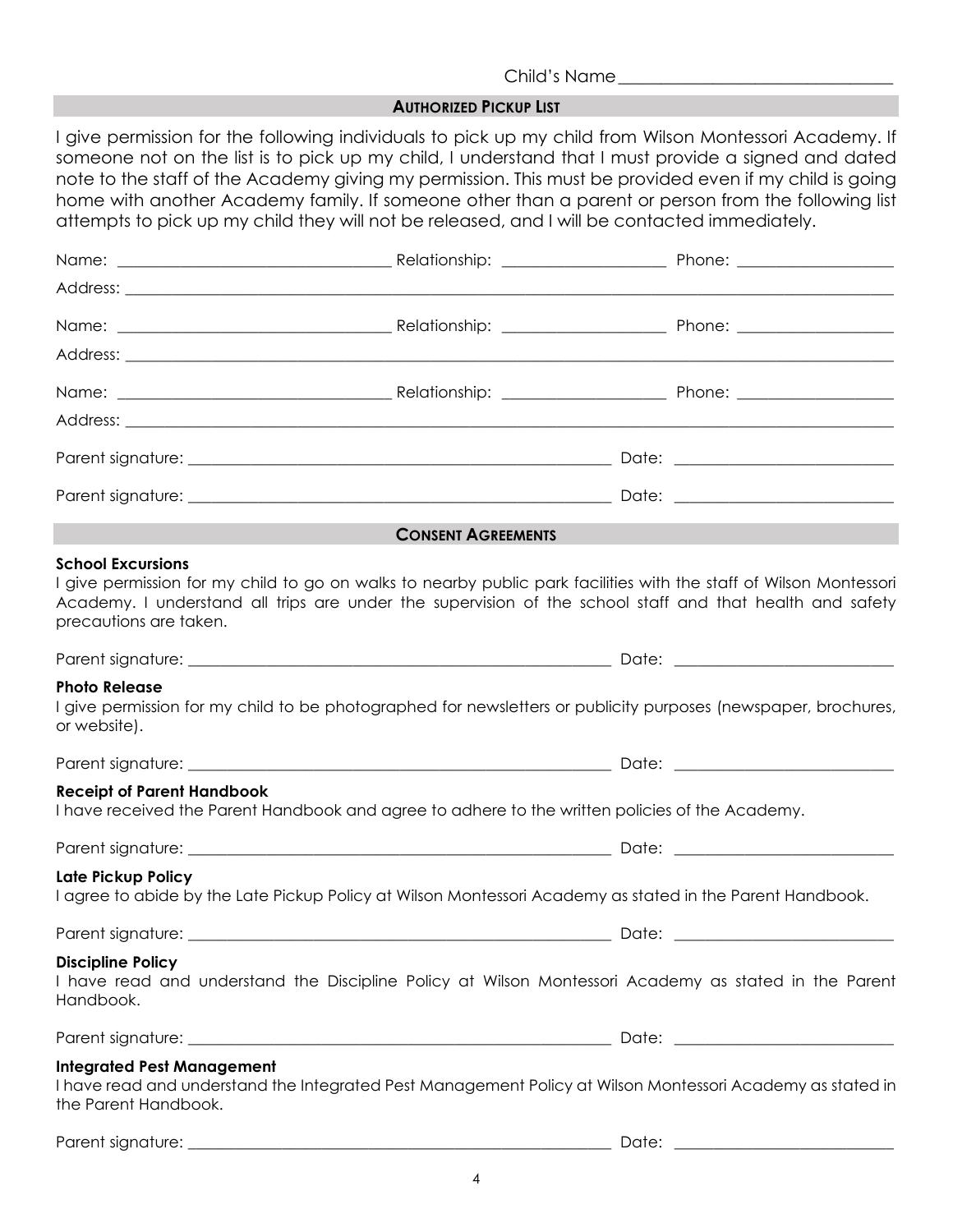Child's Name________________________________

## AUTHORIZED PICKUP LIST

I give permission for the following individuals to pick up my child from Wilson Montessori Academy. If someone not on the list is to pick up my child, I understand that I must provide a signed and dated note to the staff of the Academy giving my permission. This must be provided even if my child is going home with another Academy family. If someone other than a parent or person from the following list attempts to pick up my child they will not be released, and I will be contacted immediately.

Name: ________________________________ Relationship: ____________________ Phone: ____________________

Address: ____________________________________________________________________________________

Name: ________________________________ Relationship: ____________________ Phone: ____________________

Address: ____________________________________________________________________________________

Name: ________________________________ Relationship: ____________________ Phone: ____________________

Address: ____________________________________________________________________________________

Parent signature: ______________________________________________________ Date: ___________________________

Parent signature: ______________________________________________________ Date: ___________________________

## CONSENT AGREEMENTS

**School Excursions**

I give permission for my child to go on walks to nearby public park facilities with the staff of Wilson Montessori Academy. I understand all trips are under the supervision of the school staff and that health and safety precautions are taken.

Parent signature: ______________________________________________________ Date: ___________________________

**Photo Release**

I give permission for my child to be photographed for newsletters or publicity purposes (newspaper, brochures, or website).

Parent signature: ______________________________________________________ Date: ___________________________

**Receipt of Parent Handbook**

I have received the Parent Handbook and agree to adhere to the written policies of the Academy.

Parent signature: ______________________________________________________ Date: ___________________________

**Late Pickup Policy**

I agree to abide by the Late Pickup Policy at Wilson Montessori Academy as stated in the Parent Handbook.

Parent signature: ______________________________________________________ Date: ___________________________

**Discipline Policy**

I have read and understand the Discipline Policy at Wilson Montessori Academy as stated in the Parent Handbook.

Parent signature: ______________________________________________________ Date: ___________________________

**Integrated Pest Management**

I have read and understand the Integrated Pest Management Policy at Wilson Montessori Academy as stated in the Parent Handbook.

Parent signature: ______________________________________________________ Date: ___________________________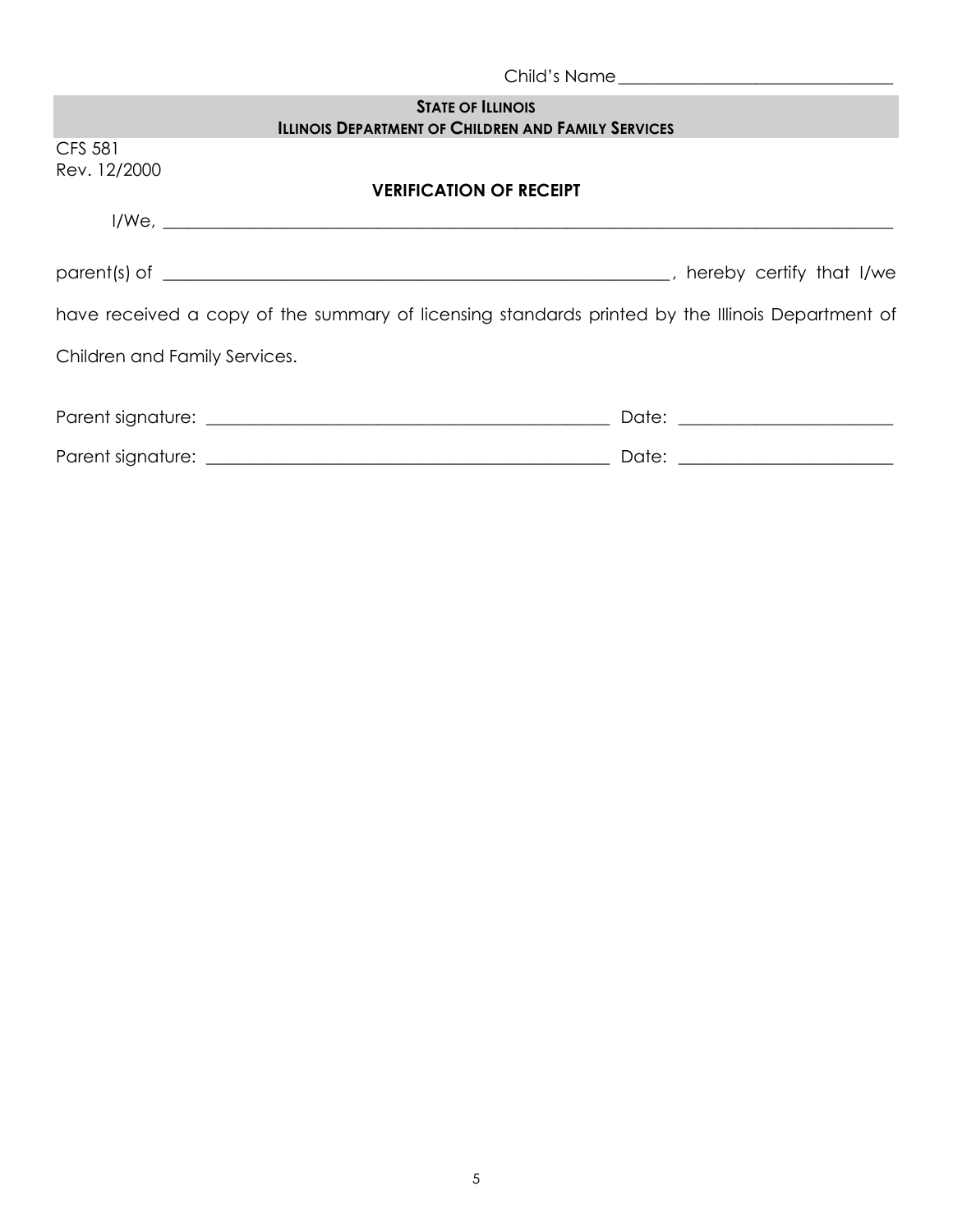Child's Name_______________________________

**STATE OF ILLINOIS**
**ILLINOIS DEPARTMENT OF CHILDREN AND FAMILY SERVICES**

CFS 581
Rev. 12/2000

## VERIFICATION OF RECEIPT

I/We, ___________________________________________________________________________________

parent(s) of ___________________________________________________________, hereby certify that I/we have received a copy of the summary of licensing standards printed by the Illinois Department of Children and Family Services.

Parent signature: _______________________________________________ Date: ________________________

Parent signature: _______________________________________________ Date: ________________________